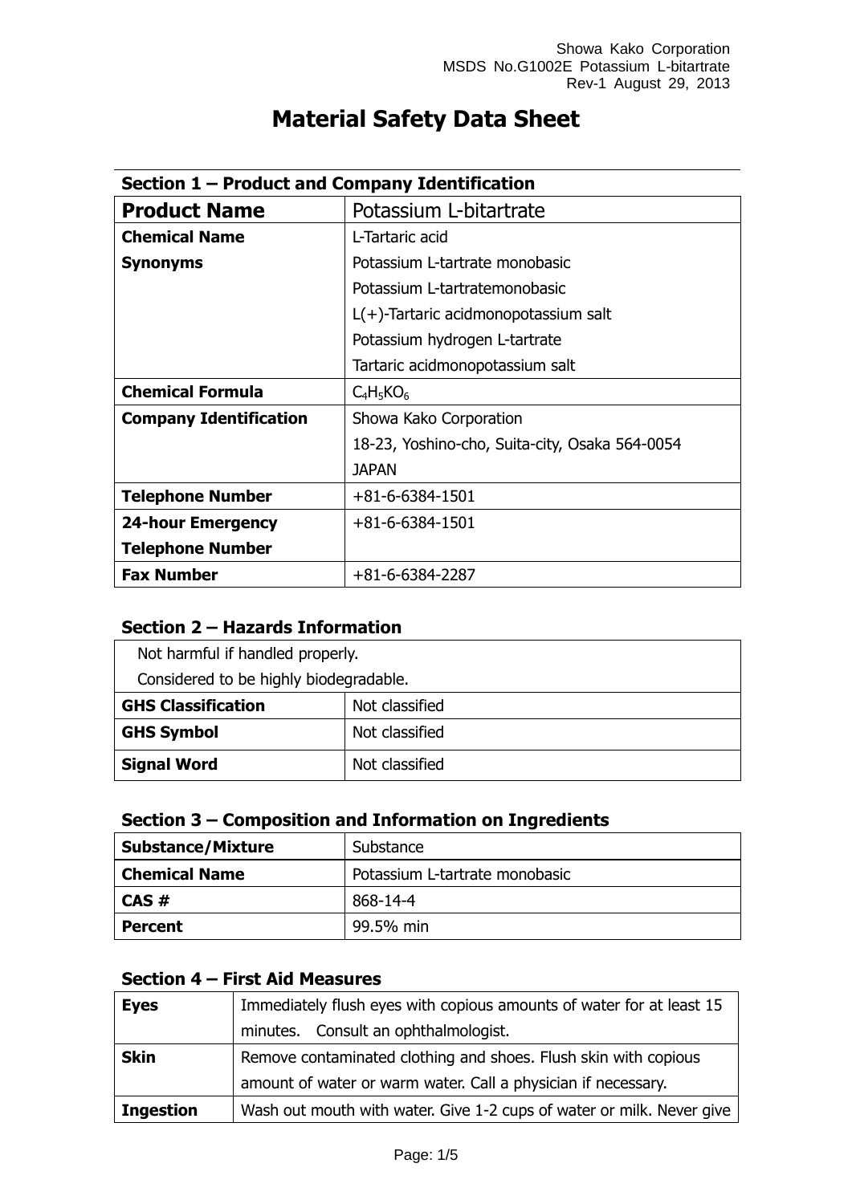# Material Safety Data Sheet

## Section 1 – Product and Company Identification

| **Product Name** | Potassium L-bitartrate |
|---|---|
| **Chemical Name** | L-Tartaric acid |
| **Synonyms** | Potassium L-tartrate monobasic |
| | Potassium L-tartratemonobasic |
| | L(+)-Tartaric acidmonopotassium salt |
| | Potassium hydrogen L-tartrate |
| | Tartaric acidmonopotassium salt |
| **Chemical Formula** | $C_4H_5KO_6$ |
| **Company Identification** | Showa Kako Corporation<br>18-23, Yoshino-cho, Suita-city, Osaka 564-0054<br>JAPAN |
| **Telephone Number** | +81-6-6384-1501 |
| **24-hour Emergency Telephone Number** | +81-6-6384-1501 |
| **Fax Number** | +81-6-6384-2287 |

## Section 2 – Hazards Information

Not harmful if handled properly.

Considered to be highly biodegradable.

| **GHS Classification** | Not classified |
|---|---|
| **GHS Symbol** | Not classified |
| **Signal Word** | Not classified |

## Section 3 – Composition and Information on Ingredients

| **Substance/Mixture** | Substance |
|---|---|
| **Chemical Name** | Potassium L-tartrate monobasic |
| **CAS #** | 868-14-4 |
| **Percent** | 99.5% min |

## Section 4 – First Aid Measures

| **Eyes** | Immediately flush eyes with copious amounts of water for at least 15 minutes. Consult an ophthalmologist. |
|---|---|
| **Skin** | Remove contaminated clothing and shoes. Flush skin with copious amount of water or warm water. Call a physician if necessary. |
| **Ingestion** | Wash out mouth with water. Give 1-2 cups of water or milk. Never give |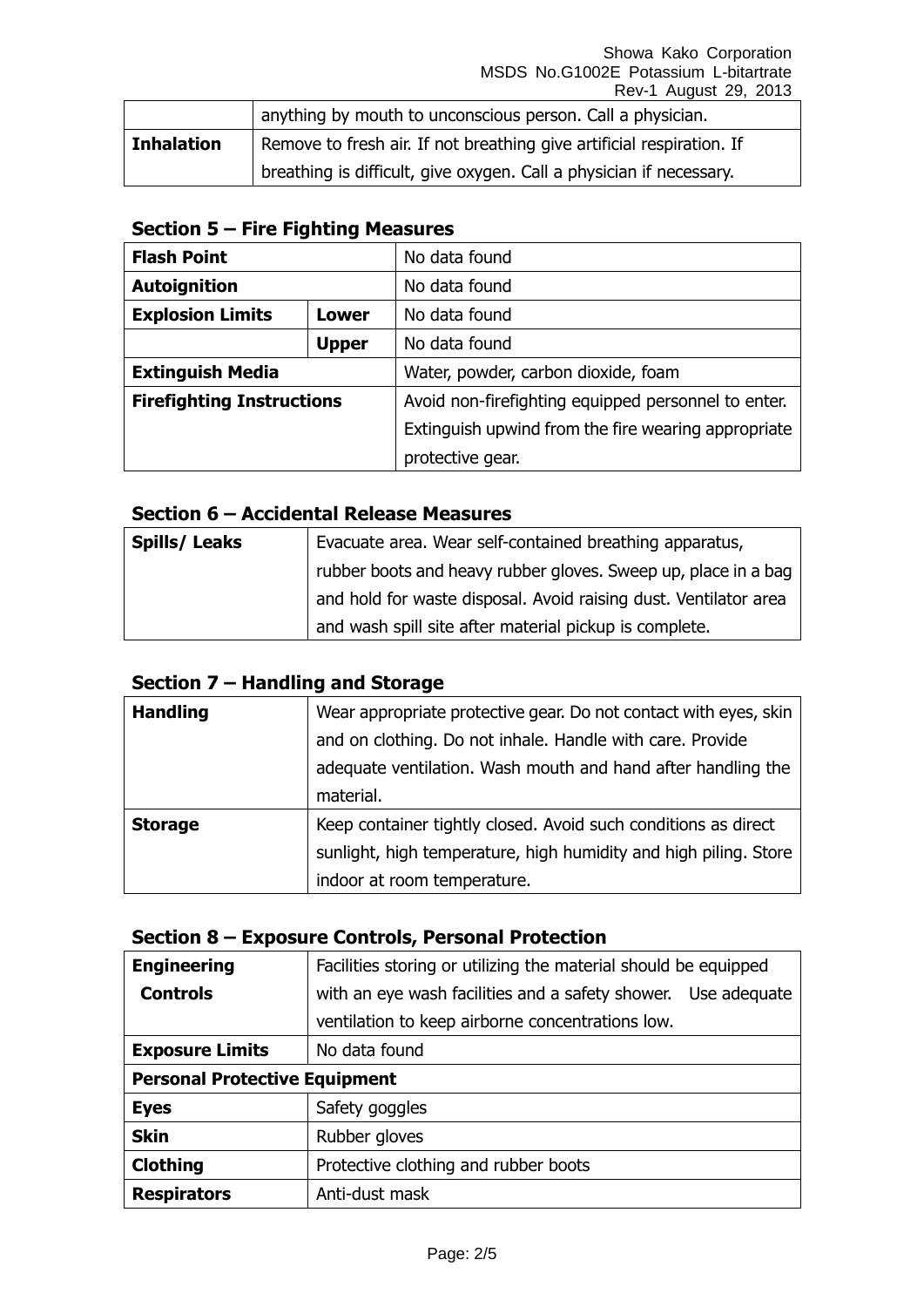| | |
|---|---|
| | anything by mouth to unconscious person. Call a physician. |
| **Inhalation** | Remove to fresh air. If not breathing give artificial respiration. If breathing is difficult, give oxygen. Call a physician if necessary. |

## Section 5 – Fire Fighting Measures

| | | |
|---|---|---|
| **Flash Point** | | No data found |
| **Autoignition** | | No data found |
| **Explosion Limits** | **Lower** | No data found |
| | **Upper** | No data found |
| **Extinguish Media** | | Water, powder, carbon dioxide, foam |
| **Firefighting Instructions** | | Avoid non-firefighting equipped personnel to enter. Extinguish upwind from the fire wearing appropriate protective gear. |

## Section 6 – Accidental Release Measures

| | |
|---|---|
| **Spills/ Leaks** | Evacuate area. Wear self-contained breathing apparatus, rubber boots and heavy rubber gloves. Sweep up, place in a bag and hold for waste disposal. Avoid raising dust. Ventilator area and wash spill site after material pickup is complete. |

## Section 7 – Handling and Storage

| | |
|---|---|
| **Handling** | Wear appropriate protective gear. Do not contact with eyes, skin and on clothing. Do not inhale. Handle with care. Provide adequate ventilation. Wash mouth and hand after handling the material. |
| **Storage** | Keep container tightly closed. Avoid such conditions as direct sunlight, high temperature, high humidity and high piling. Store indoor at room temperature. |

## Section 8 – Exposure Controls, Personal Protection

| | |
|---|---|
| **Engineering Controls** | Facilities storing or utilizing the material should be equipped with an eye wash facilities and a safety shower. Use adequate ventilation to keep airborne concentrations low. |
| **Exposure Limits** | No data found |
| **Personal Protective Equipment** | |
| **Eyes** | Safety goggles |
| **Skin** | Rubber gloves |
| **Clothing** | Protective clothing and rubber boots |
| **Respirators** | Anti-dust mask |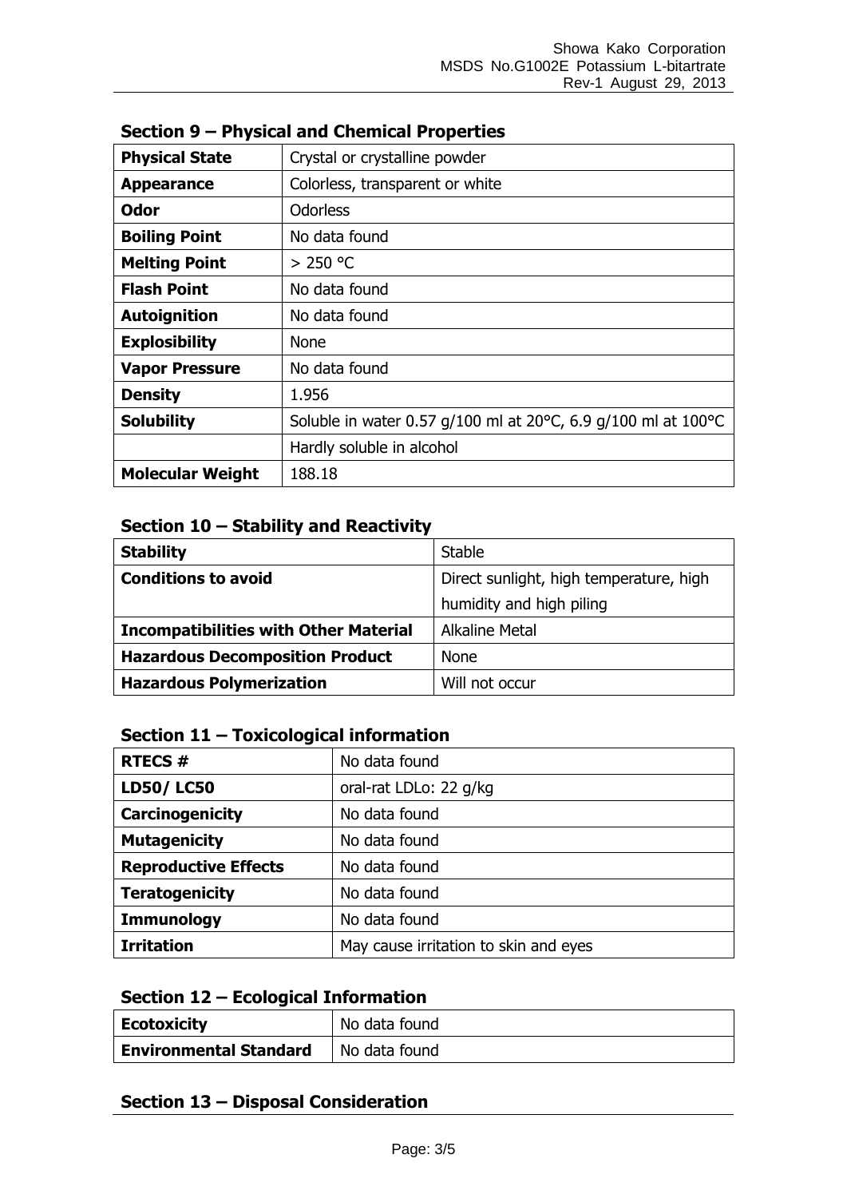## Section 9 – Physical and Chemical Properties

| | |
|---|---|
| **Physical State** | Crystal or crystalline powder |
| **Appearance** | Colorless, transparent or white |
| **Odor** | Odorless |
| **Boiling Point** | No data found |
| **Melting Point** | > 250 °C |
| **Flash Point** | No data found |
| **Autoignition** | No data found |
| **Explosibility** | None |
| **Vapor Pressure** | No data found |
| **Density** | 1.956 |
| **Solubility** | Soluble in water 0.57 g/100 ml at 20°C, 6.9 g/100 ml at 100°C |
| | Hardly soluble in alcohol |
| **Molecular Weight** | 188.18 |

## Section 10 – Stability and Reactivity

| | |
|---|---|
| **Stability** | Stable |
| **Conditions to avoid** | Direct sunlight, high temperature, high humidity and high piling |
| **Incompatibilities with Other Material** | Alkaline Metal |
| **Hazardous Decomposition Product** | None |
| **Hazardous Polymerization** | Will not occur |

## Section 11 – Toxicological information

| | |
|---|---|
| **RTECS #** | No data found |
| **LD50/ LC50** | oral-rat LDLo: 22 g/kg |
| **Carcinogenicity** | No data found |
| **Mutagenicity** | No data found |
| **Reproductive Effects** | No data found |
| **Teratogenicity** | No data found |
| **Immunology** | No data found |
| **Irritation** | May cause irritation to skin and eyes |

## Section 12 – Ecological Information

| | |
|---|---|
| **Ecotoxicity** | No data found |
| **Environmental Standard** | No data found |

## Section 13 – Disposal Consideration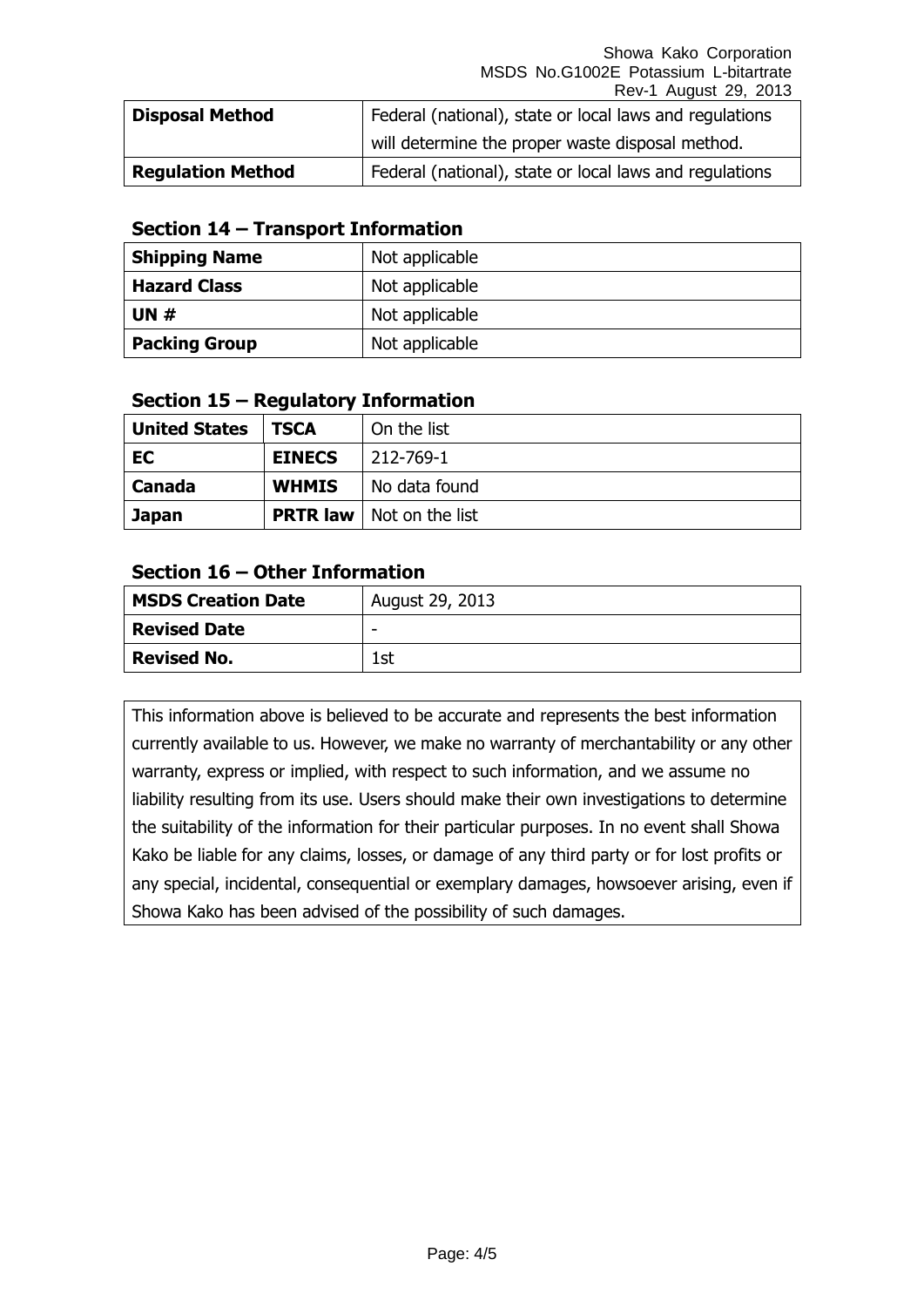| | |
|---|---|
| **Disposal Method** | Federal (national), state or local laws and regulations will determine the proper waste disposal method. |
| **Regulation Method** | Federal (national), state or local laws and regulations |

## Section 14 – Transport Information

| | |
|---|---|
| **Shipping Name** | Not applicable |
| **Hazard Class** | Not applicable |
| **UN #** | Not applicable |
| **Packing Group** | Not applicable |

## Section 15 – Regulatory Information

| | | |
|---|---|---|
| **United States** | **TSCA** | On the list |
| **EC** | **EINECS** | 212-769-1 |
| **Canada** | **WHMIS** | No data found |
| **Japan** | **PRTR law** | Not on the list |

## Section 16 – Other Information

| | |
|---|---|
| **MSDS Creation Date** | August 29, 2013 |
| **Revised Date** | - |
| **Revised No.** | 1st |

This information above is believed to be accurate and represents the best information currently available to us. However, we make no warranty of merchantability or any other warranty, express or implied, with respect to such information, and we assume no liability resulting from its use. Users should make their own investigations to determine the suitability of the information for their particular purposes. In no event shall Showa Kako be liable for any claims, losses, or damage of any third party or for lost profits or any special, incidental, consequential or exemplary damages, howsoever arising, even if Showa Kako has been advised of the possibility of such damages.